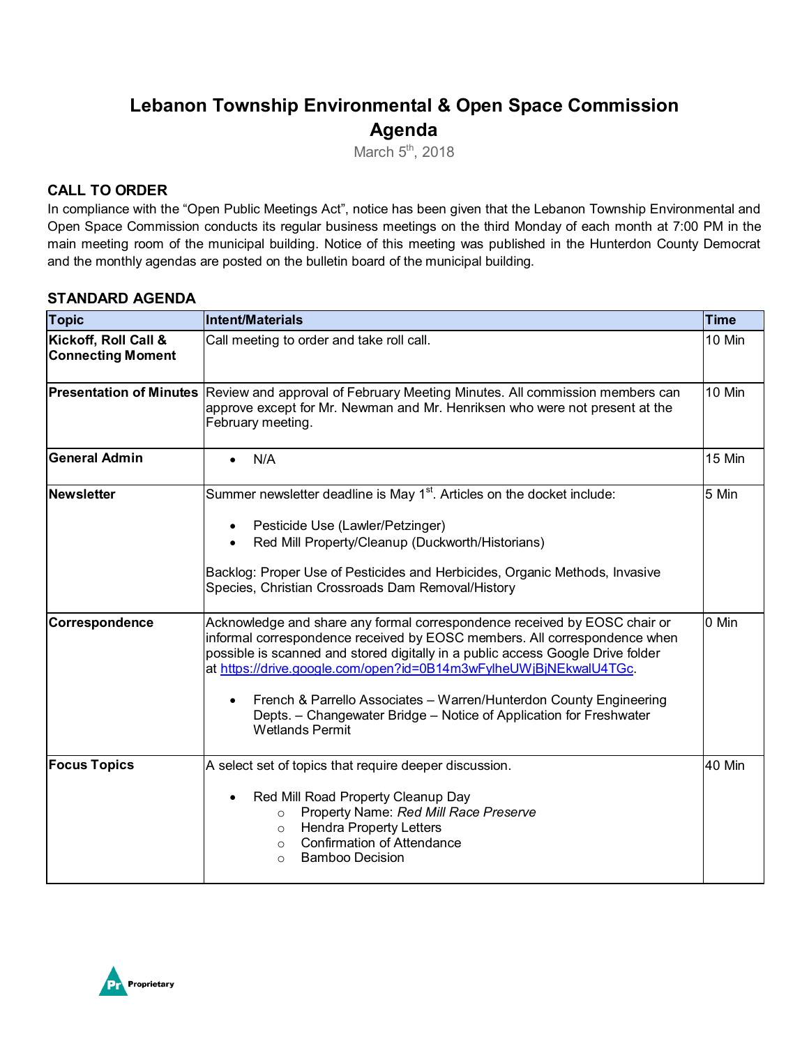# Lebanon Township Environmental & Open Space Commission Agenda

March 5th, 2018

## CALL TO ORDER

In compliance with the "Open Public Meetings Act", notice has been given that the Lebanon Township Environmental and Open Space Commission conducts its regular business meetings on the third Monday of each month at 7:00 PM in the main meeting room of the municipal building. Notice of this meeting was published in the Hunterdon County Democrat and the monthly agendas are posted on the bulletin board of the municipal building.

## STANDARD AGENDA

| Topic | Intent/Materials | Time |
|---|---|---|
| **Kickoff, Roll Call & Connecting Moment** | Call meeting to order and take roll call. | 10 Min |
| **Presentation of Minutes** | Review and approval of February Meeting Minutes. All commission members can approve except for Mr. Newman and Mr. Henriksen who were not present at the February meeting. | 10 Min |
| **General Admin** | • N/A | 15 Min |
| **Newsletter** | Summer newsletter deadline is May 1st. Articles on the docket include:<br>• Pesticide Use (Lawler/Petzinger)<br>• Red Mill Property/Cleanup (Duckworth/Historians)<br><br>Backlog: Proper Use of Pesticides and Herbicides, Organic Methods, Invasive Species, Christian Crossroads Dam Removal/History | 5 Min |
| **Correspondence** | Acknowledge and share any formal correspondence received by EOSC chair or informal correspondence received by EOSC members. All correspondence when possible is scanned and stored digitally in a public access Google Drive folder at https://drive.google.com/open?id=0B14m3wFylheUWjBjNEkwalU4TGc.<br><br>• French & Parrello Associates – Warren/Hunterdon County Engineering Depts. – Changewater Bridge – Notice of Application for Freshwater Wetlands Permit | 0 Min |
| **Focus Topics** | A select set of topics that require deeper discussion.<br><br>• Red Mill Road Property Cleanup Day<br>&nbsp;&nbsp;&nbsp;&nbsp;○ Property Name: *Red Mill Race Preserve*<br>&nbsp;&nbsp;&nbsp;&nbsp;○ Hendra Property Letters<br>&nbsp;&nbsp;&nbsp;&nbsp;○ Confirmation of Attendance<br>&nbsp;&nbsp;&nbsp;&nbsp;○ Bamboo Decision | 40 Min |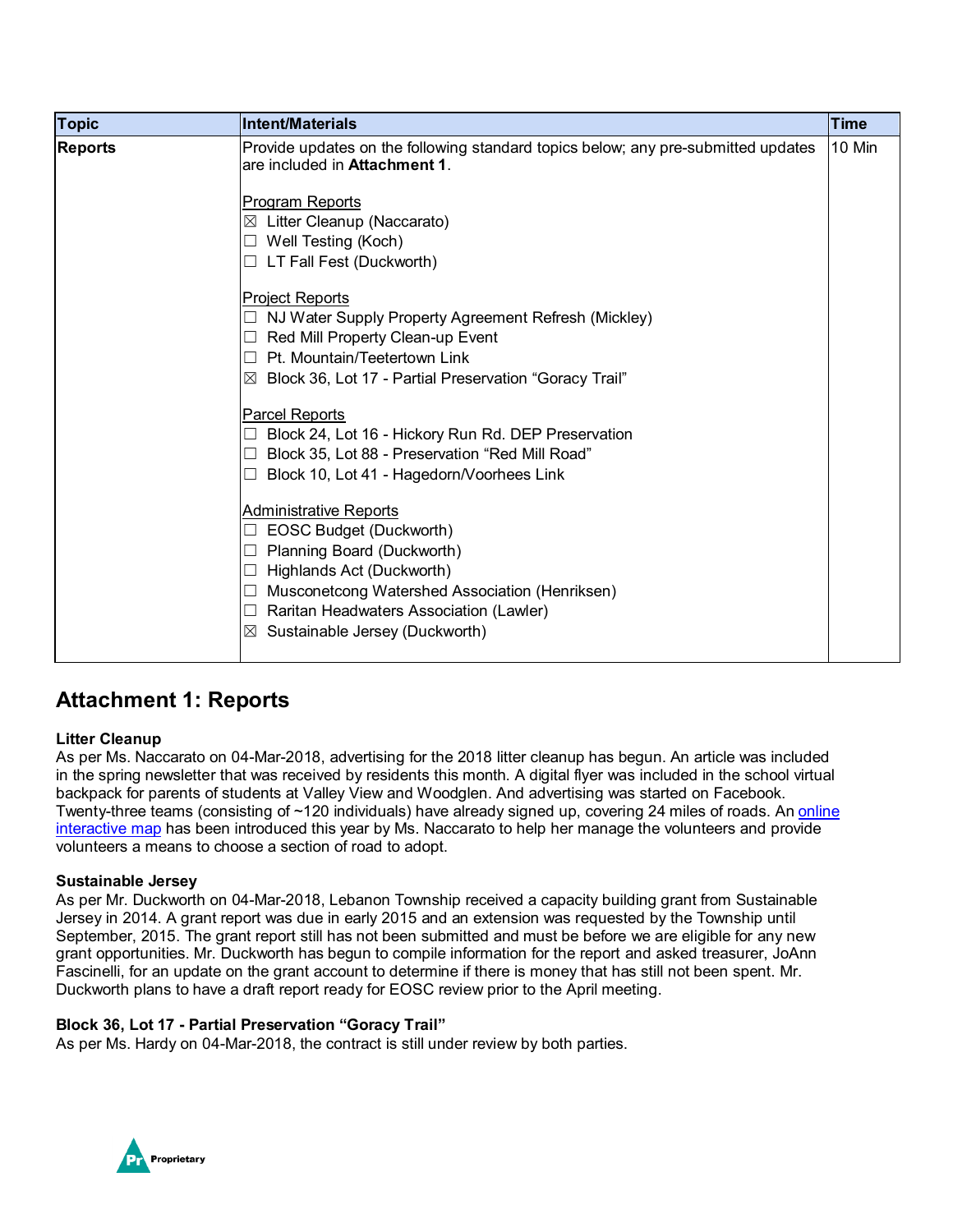| Topic | Intent/Materials | Time |
|---|---|---|
| **Reports** | Provide updates on the following standard topics below; any pre-submitted updates are included in **Attachment 1**.<br><br>Program Reports<br>☒ Litter Cleanup (Naccarato)<br>☐ Well Testing (Koch)<br>☐ LT Fall Fest (Duckworth)<br><br>Project Reports<br>☐ NJ Water Supply Property Agreement Refresh (Mickley)<br>☐ Red Mill Property Clean-up Event<br>☐ Pt. Mountain/Teetertown Link<br>☒ Block 36, Lot 17 - Partial Preservation “Goracy Trail”<br><br>Parcel Reports<br>☐ Block 24, Lot 16 - Hickory Run Rd. DEP Preservation<br>☐ Block 35, Lot 88 - Preservation “Red Mill Road”<br>☐ Block 10, Lot 41 - Hagedorn/Voorhees Link<br><br>Administrative Reports<br>☐ EOSC Budget (Duckworth)<br>☐ Planning Board (Duckworth)<br>☐ Highlands Act (Duckworth)<br>☐ Musconetcong Watershed Association (Henriksen)<br>☐ Raritan Headwaters Association (Lawler)<br>☒ Sustainable Jersey (Duckworth) | 10 Min |

## Attachment 1: Reports

**Litter Cleanup**
As per Ms. Naccarato on 04-Mar-2018, advertising for the 2018 litter cleanup has begun. An article was included in the spring newsletter that was received by residents this month. A digital flyer was included in the school virtual backpack for parents of students at Valley View and Woodglen. And advertising was started on Facebook. Twenty-three teams (consisting of ~120 individuals) have already signed up, covering 24 miles of roads. An online interactive map has been introduced this year by Ms. Naccarato to help her manage the volunteers and provide volunteers a means to choose a section of road to adopt.

**Sustainable Jersey**
As per Mr. Duckworth on 04-Mar-2018, Lebanon Township received a capacity building grant from Sustainable Jersey in 2014. A grant report was due in early 2015 and an extension was requested by the Township until September, 2015. The grant report still has not been submitted and must be before we are eligible for any new grant opportunities. Mr. Duckworth has begun to compile information for the report and asked treasurer, JoAnn Fascinelli, for an update on the grant account to determine if there is money that has still not been spent. Mr. Duckworth plans to have a draft report ready for EOSC review prior to the April meeting.

**Block 36, Lot 17 - Partial Preservation “Goracy Trail”**
As per Ms. Hardy on 04-Mar-2018, the contract is still under review by both parties.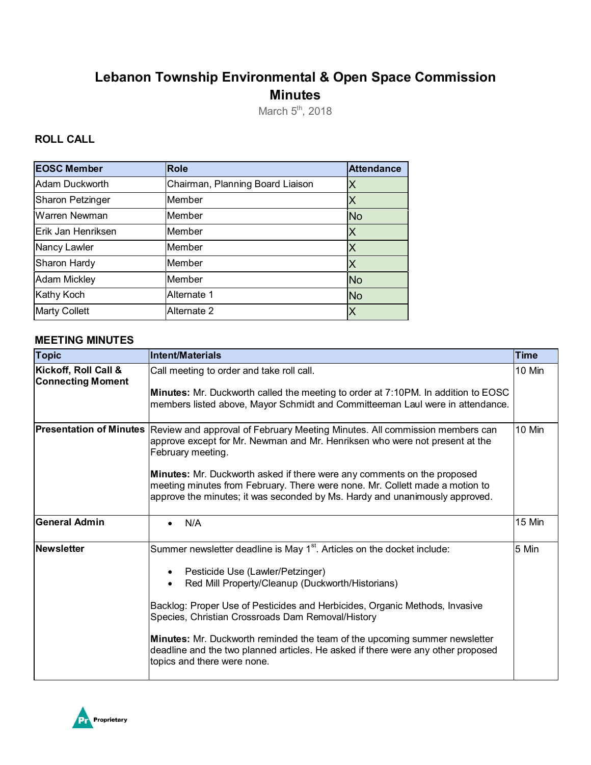# Lebanon Township Environmental & Open Space Commission Minutes

March 5th, 2018

## ROLL CALL

| EOSC Member | Role | Attendance |
|---|---|---|
| Adam Duckworth | Chairman, Planning Board Liaison | X |
| Sharon Petzinger | Member | X |
| Warren Newman | Member | No |
| Erik Jan Henriksen | Member | X |
| Nancy Lawler | Member | X |
| Sharon Hardy | Member | X |
| Adam Mickley | Member | No |
| Kathy Koch | Alternate 1 | No |
| Marty Collett | Alternate 2 | X |

## MEETING MINUTES

| Topic | Intent/Materials | Time |
|---|---|---|
| **Kickoff, Roll Call & Connecting Moment** | Call meeting to order and take roll call.<br><br>**Minutes:** Mr. Duckworth called the meeting to order at 7:10PM. In addition to EOSC members listed above, Mayor Schmidt and Committeeman Laul were in attendance. | 10 Min |
| **Presentation of Minutes** | Review and approval of February Meeting Minutes. All commission members can approve except for Mr. Newman and Mr. Henriksen who were not present at the February meeting.<br><br>**Minutes:** Mr. Duckworth asked if there were any comments on the proposed meeting minutes from February. There were none. Mr. Collett made a motion to approve the minutes; it was seconded by Ms. Hardy and unanimously approved. | 10 Min |
| **General Admin** | • N/A | 15 Min |
| **Newsletter** | Summer newsletter deadline is May 1st. Articles on the docket include:<br><br>• Pesticide Use (Lawler/Petzinger)<br>• Red Mill Property/Cleanup (Duckworth/Historians)<br><br>Backlog: Proper Use of Pesticides and Herbicides, Organic Methods, Invasive Species, Christian Crossroads Dam Removal/History<br><br>**Minutes:** Mr. Duckworth reminded the team of the upcoming summer newsletter deadline and the two planned articles. He asked if there were any other proposed topics and there were none. | 5 Min |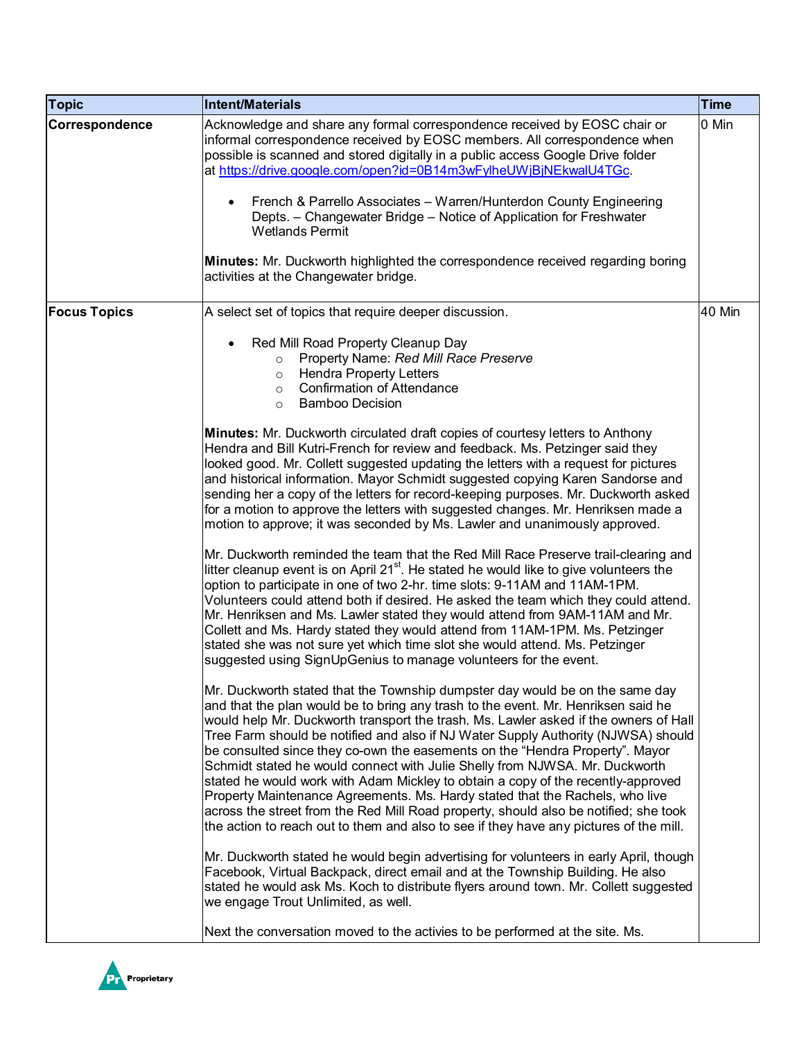| Topic | Intent/Materials | Time |
|---|---|---|
| **Correspondence** | Acknowledge and share any formal correspondence received by EOSC chair or informal correspondence received by EOSC members. All correspondence when possible is scanned and stored digitally in a public access Google Drive folder at https://drive.google.com/open?id=0B14m3wFylheUWjBjNEkwalU4TGc.<br><br>• French & Parrello Associates – Warren/Hunterdon County Engineering Depts. – Changewater Bridge – Notice of Application for Freshwater Wetlands Permit<br><br>**Minutes:** Mr. Duckworth highlighted the correspondence received regarding boring activities at the Changewater bridge. | 0 Min |
| **Focus Topics** | A select set of topics that require deeper discussion.<br><br>• Red Mill Road Property Cleanup Day<br>  ○ Property Name: *Red Mill Race Preserve*<br>  ○ Hendra Property Letters<br>  ○ Confirmation of Attendance<br>  ○ Bamboo Decision<br><br>**Minutes:** Mr. Duckworth circulated draft copies of courtesy letters to Anthony Hendra and Bill Kutri-French for review and feedback. Ms. Petzinger said they looked good. Mr. Collett suggested updating the letters with a request for pictures and historical information. Mayor Schmidt suggested copying Karen Sandorse and sending her a copy of the letters for record-keeping purposes. Mr. Duckworth asked for a motion to approve the letters with suggested changes. Mr. Henriksen made a motion to approve; it was seconded by Ms. Lawler and unanimously approved.<br><br>Mr. Duckworth reminded the team that the Red Mill Race Preserve trail-clearing and litter cleanup event is on April 21st. He stated he would like to give volunteers the option to participate in one of two 2-hr. time slots: 9-11AM and 11AM-1PM. Volunteers could attend both if desired. He asked the team which they could attend. Mr. Henriksen and Ms. Lawler stated they would attend from 9AM-11AM and Mr. Collett and Ms. Hardy stated they would attend from 11AM-1PM. Ms. Petzinger stated she was not sure yet which time slot she would attend. Ms. Petzinger suggested using SignUpGenius to manage volunteers for the event.<br><br>Mr. Duckworth stated that the Township dumpster day would be on the same day and that the plan would be to bring any trash to the event. Mr. Henriksen said he would help Mr. Duckworth transport the trash. Ms. Lawler asked if the owners of Hall Tree Farm should be notified and also if NJ Water Supply Authority (NJWSA) should be consulted since they co-own the easements on the "Hendra Property". Mayor Schmidt stated he would connect with Julie Shelly from NJWSA. Mr. Duckworth stated he would work with Adam Mickley to obtain a copy of the recently-approved Property Maintenance Agreements. Ms. Hardy stated that the Rachels, who live across the street from the Red Mill Road property, should also be notified; she took the action to reach out to them and also to see if they have any pictures of the mill.<br><br>Mr. Duckworth stated he would begin advertising for volunteers in early April, though Facebook, Virtual Backpack, direct email and at the Township Building. He also stated he would ask Ms. Koch to distribute flyers around town. Mr. Collett suggested we engage Trout Unlimited, as well.<br><br>Next the conversation moved to the activies to be performed at the site. Ms. | 40 Min |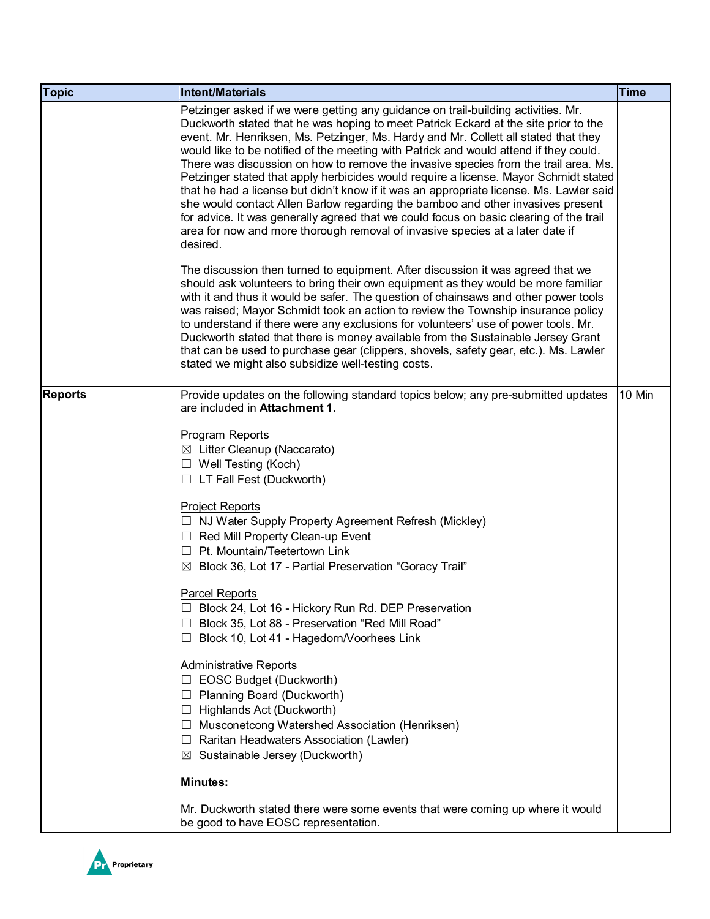| Topic | Intent/Materials | Time |
|---|---|---|
| | Petzinger asked if we were getting any guidance on trail-building activities. Mr. Duckworth stated that he was hoping to meet Patrick Eckard at the site prior to the event. Mr. Henriksen, Ms. Petzinger, Ms. Hardy and Mr. Collett all stated that they would like to be notified of the meeting with Patrick and would attend if they could. There was discussion on how to remove the invasive species from the trail area. Ms. Petzinger stated that apply herbicides would require a license. Mayor Schmidt stated that he had a license but didn't know if it was an appropriate license. Ms. Lawler said she would contact Allen Barlow regarding the bamboo and other invasives present for advice. It was generally agreed that we could focus on basic clearing of the trail area for now and more thorough removal of invasive species at a later date if desired.<br><br>The discussion then turned to equipment. After discussion it was agreed that we should ask volunteers to bring their own equipment as they would be more familiar with it and thus it would be safer. The question of chainsaws and other power tools was raised; Mayor Schmidt took an action to review the Township insurance policy to understand if there were any exclusions for volunteers' use of power tools. Mr. Duckworth stated that there is money available from the Sustainable Jersey Grant that can be used to purchase gear (clippers, shovels, safety gear, etc.). Ms. Lawler stated we might also subsidize well-testing costs. | |
| **Reports** | Provide updates on the following standard topics below; any pre-submitted updates are included in **Attachment 1**.<br><br>Program Reports<br>☒ Litter Cleanup (Naccarato)<br>☐ Well Testing (Koch)<br>☐ LT Fall Fest (Duckworth)<br><br>Project Reports<br>☐ NJ Water Supply Property Agreement Refresh (Mickley)<br>☐ Red Mill Property Clean-up Event<br>☐ Pt. Mountain/Teetertown Link<br>☒ Block 36, Lot 17 - Partial Preservation "Goracy Trail"<br><br>Parcel Reports<br>☐ Block 24, Lot 16 - Hickory Run Rd. DEP Preservation<br>☐ Block 35, Lot 88 - Preservation "Red Mill Road"<br>☐ Block 10, Lot 41 - Hagedorn/Voorhees Link<br><br>Administrative Reports<br>☐ EOSC Budget (Duckworth)<br>☐ Planning Board (Duckworth)<br>☐ Highlands Act (Duckworth)<br>☐ Musconetcong Watershed Association (Henriksen)<br>☐ Raritan Headwaters Association (Lawler)<br>☒ Sustainable Jersey (Duckworth)<br><br>**Minutes:**<br><br>Mr. Duckworth stated there were some events that were coming up where it would be good to have EOSC representation. | 10 Min |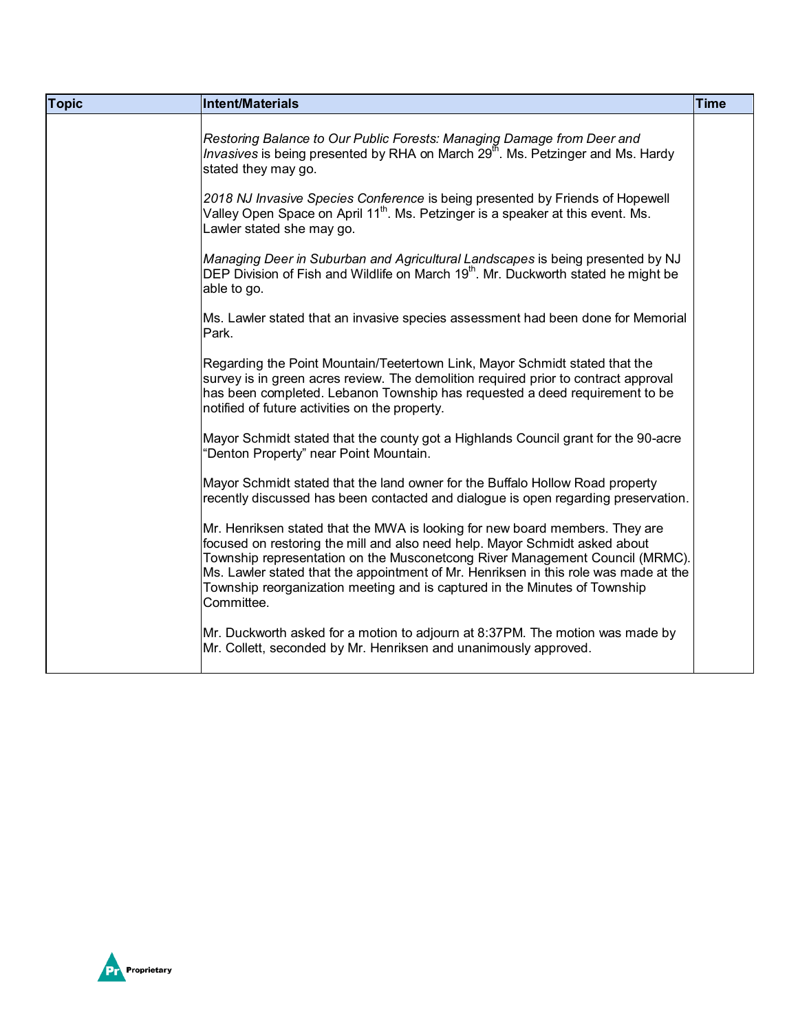| Topic | Intent/Materials | Time |
| --- | --- | --- |
| | *Restoring Balance to Our Public Forests: Managing Damage from Deer and Invasives* is being presented by RHA on March 29th. Ms. Petzinger and Ms. Hardy stated they may go.<br><br>*2018 NJ Invasive Species Conference* is being presented by Friends of Hopewell Valley Open Space on April 11th. Ms. Petzinger is a speaker at this event. Ms. Lawler stated she may go.<br><br>*Managing Deer in Suburban and Agricultural Landscapes* is being presented by NJ DEP Division of Fish and Wildlife on March 19th. Mr. Duckworth stated he might be able to go.<br><br>Ms. Lawler stated that an invasive species assessment had been done for Memorial Park.<br><br>Regarding the Point Mountain/Teetertown Link, Mayor Schmidt stated that the survey is in green acres review. The demolition required prior to contract approval has been completed. Lebanon Township has requested a deed requirement to be notified of future activities on the property.<br><br>Mayor Schmidt stated that the county got a Highlands Council grant for the 90-acre "Denton Property" near Point Mountain.<br><br>Mayor Schmidt stated that the land owner for the Buffalo Hollow Road property recently discussed has been contacted and dialogue is open regarding preservation.<br><br>Mr. Henriksen stated that the MWA is looking for new board members. They are focused on restoring the mill and also need help. Mayor Schmidt asked about Township representation on the Musconetcong River Management Council (MRMC). Ms. Lawler stated that the appointment of Mr. Henriksen in this role was made at the Township reorganization meeting and is captured in the Minutes of Township Committee.<br><br>Mr. Duckworth asked for a motion to adjourn at 8:37PM. The motion was made by Mr. Collett, seconded by Mr. Henriksen and unanimously approved. | |